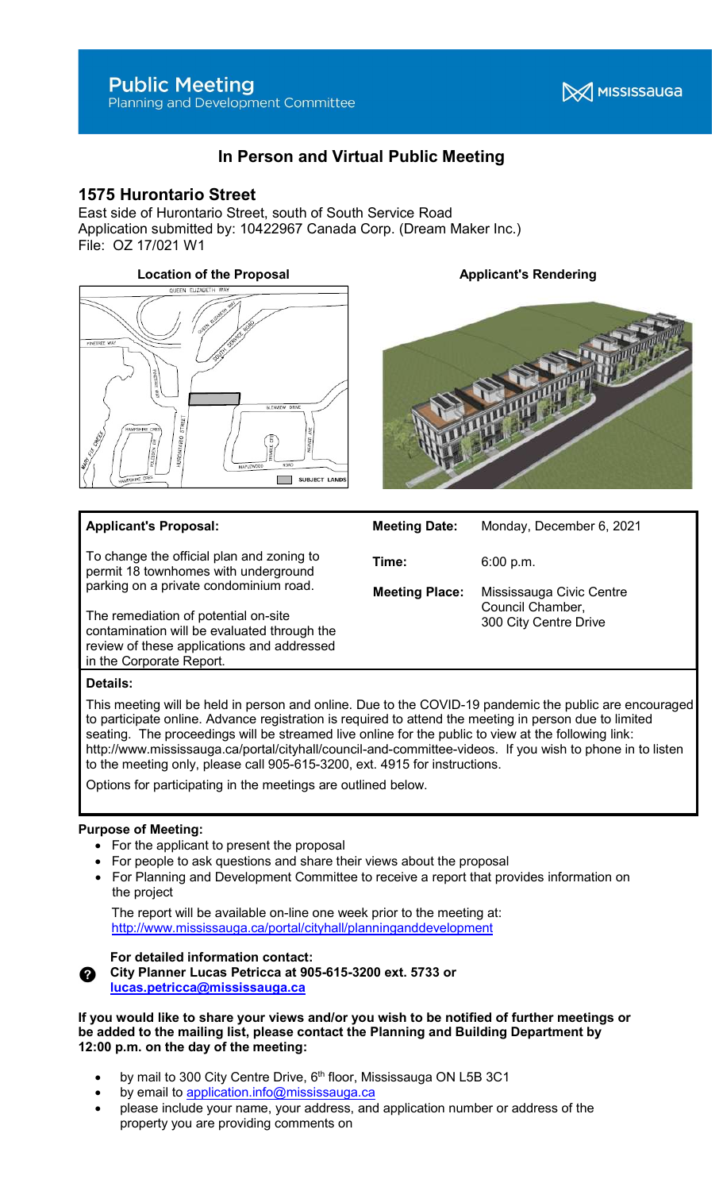# Public Meeting
Planning and Development Committee

MISSISSAUGA

## In Person and Virtual Public Meeting

## 1575 Hurontario Street

East side of Hurontario Street, south of South Service Road
Application submitted by: 10422967 Canada Corp. (Dream Maker Inc.)
File: OZ 17/021 W1

**Location of the Proposal**

**Applicant's Rendering**

**Applicant's Proposal:**

To change the official plan and zoning to permit 18 townhomes with underground parking on a private condominium road.

The remediation of potential on-site contamination will be evaluated through the review of these applications and addressed in the Corporate Report.

| | |
|---|---|
| **Meeting Date:** | Monday, December 6, 2021 |
| **Time:** | 6:00 p.m. |
| **Meeting Place:** | Mississauga Civic Centre Council Chamber, 300 City Centre Drive |

**Details:**

This meeting will be held in person and online. Due to the COVID-19 pandemic the public are encouraged to participate online. Advance registration is required to attend the meeting in person due to limited seating. The proceedings will be streamed live online for the public to view at the following link: http://www.mississauga.ca/portal/cityhall/council-and-committee-videos. If you wish to phone in to listen to the meeting only, please call 905-615-3200, ext. 4915 for instructions.

Options for participating in the meetings are outlined below.

**Purpose of Meeting:**

- For the applicant to present the proposal
- For people to ask questions and share their views about the proposal
- For Planning and Development Committee to receive a report that provides information on the project

The report will be available on-line one week prior to the meeting at: http://www.mississauga.ca/portal/cityhall/planninganddevelopment

**For detailed information contact:**
**City Planner Lucas Petricca at 905-615-3200 ext. 5733 or lucas.petricca@mississauga.ca**

**If you would like to share your views and/or you wish to be notified of further meetings or be added to the mailing list, please contact the Planning and Building Department by 12:00 p.m. on the day of the meeting:**

- by mail to 300 City Centre Drive, 6th floor, Mississauga ON L5B 3C1
- by email to application.info@mississauga.ca
- please include your name, your address, and application number or address of the property you are providing comments on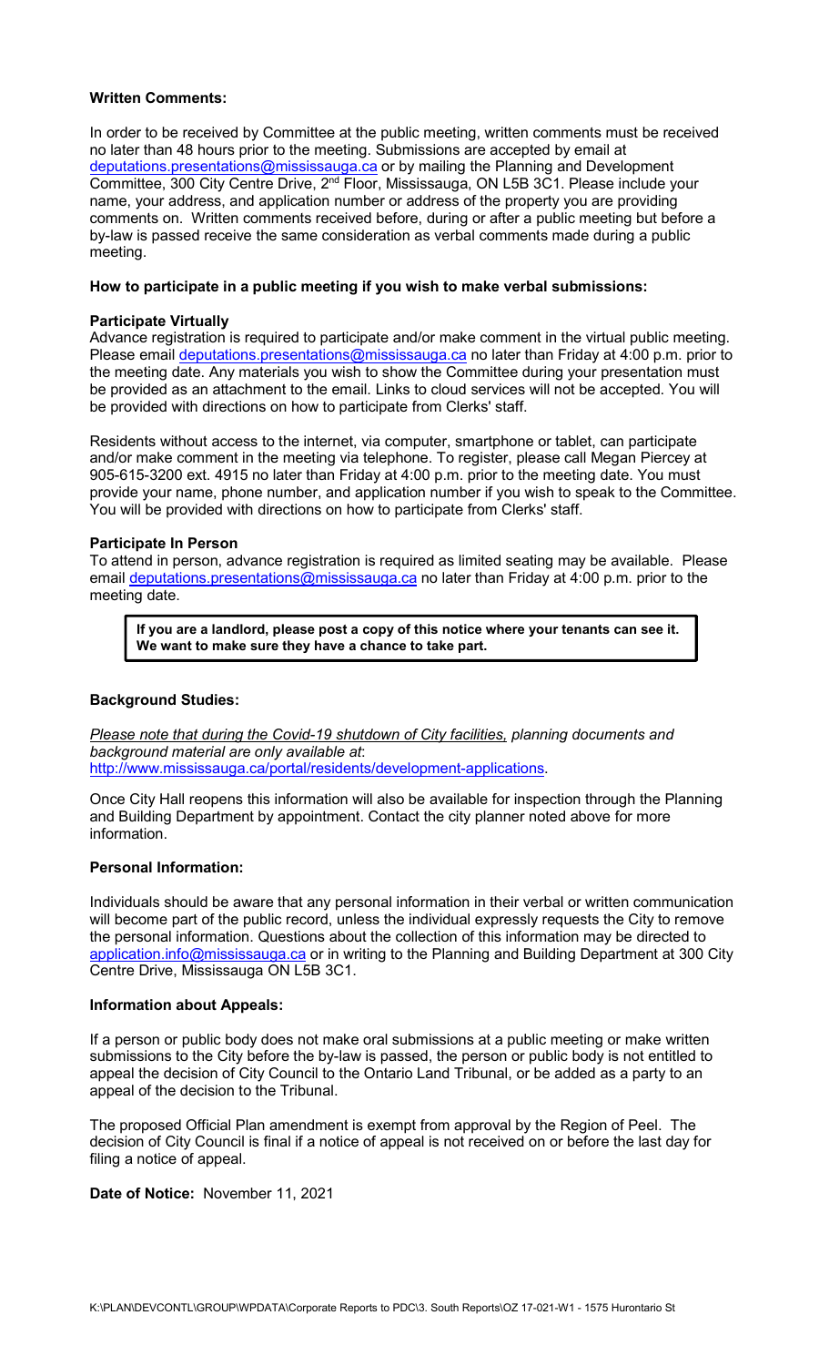**Written Comments:**

In order to be received by Committee at the public meeting, written comments must be received no later than 48 hours prior to the meeting. Submissions are accepted by email at deputations.presentations@mississauga.ca or by mailing the Planning and Development Committee, 300 City Centre Drive, 2nd Floor, Mississauga, ON L5B 3C1. Please include your name, your address, and application number or address of the property you are providing comments on. Written comments received before, during or after a public meeting but before a by-law is passed receive the same consideration as verbal comments made during a public meeting.

**How to participate in a public meeting if you wish to make verbal submissions:**

**Participate Virtually**

Advance registration is required to participate and/or make comment in the virtual public meeting. Please email deputations.presentations@mississauga.ca no later than Friday at 4:00 p.m. prior to the meeting date. Any materials you wish to show the Committee during your presentation must be provided as an attachment to the email. Links to cloud services will not be accepted. You will be provided with directions on how to participate from Clerks' staff.

Residents without access to the internet, via computer, smartphone or tablet, can participate and/or make comment in the meeting via telephone. To register, please call Megan Piercey at 905-615-3200 ext. 4915 no later than Friday at 4:00 p.m. prior to the meeting date. You must provide your name, phone number, and application number if you wish to speak to the Committee. You will be provided with directions on how to participate from Clerks' staff.

**Participate In Person**

To attend in person, advance registration is required as limited seating may be available. Please email deputations.presentations@mississauga.ca no later than Friday at 4:00 p.m. prior to the meeting date.

**If you are a landlord, please post a copy of this notice where your tenants can see it. We want to make sure they have a chance to take part.**

**Background Studies:**

*Please note that during the Covid-19 shutdown of City facilities, planning documents and background material are only available at*:
http://www.mississauga.ca/portal/residents/development-applications.

Once City Hall reopens this information will also be available for inspection through the Planning and Building Department by appointment. Contact the city planner noted above for more information.

**Personal Information:**

Individuals should be aware that any personal information in their verbal or written communication will become part of the public record, unless the individual expressly requests the City to remove the personal information. Questions about the collection of this information may be directed to application.info@mississauga.ca or in writing to the Planning and Building Department at 300 City Centre Drive, Mississauga ON L5B 3C1.

**Information about Appeals:**

If a person or public body does not make oral submissions at a public meeting or make written submissions to the City before the by-law is passed, the person or public body is not entitled to appeal the decision of City Council to the Ontario Land Tribunal, or be added as a party to an appeal of the decision to the Tribunal.

The proposed Official Plan amendment is exempt from approval by the Region of Peel. The decision of City Council is final if a notice of appeal is not received on or before the last day for filing a notice of appeal.

**Date of Notice:** November 11, 2021

K:\PLAN\DEVCONTL\GROUP\WPDATA\Corporate Reports to PDC\3. South Reports\OZ 17-021-W1 - 1575 Hurontario St